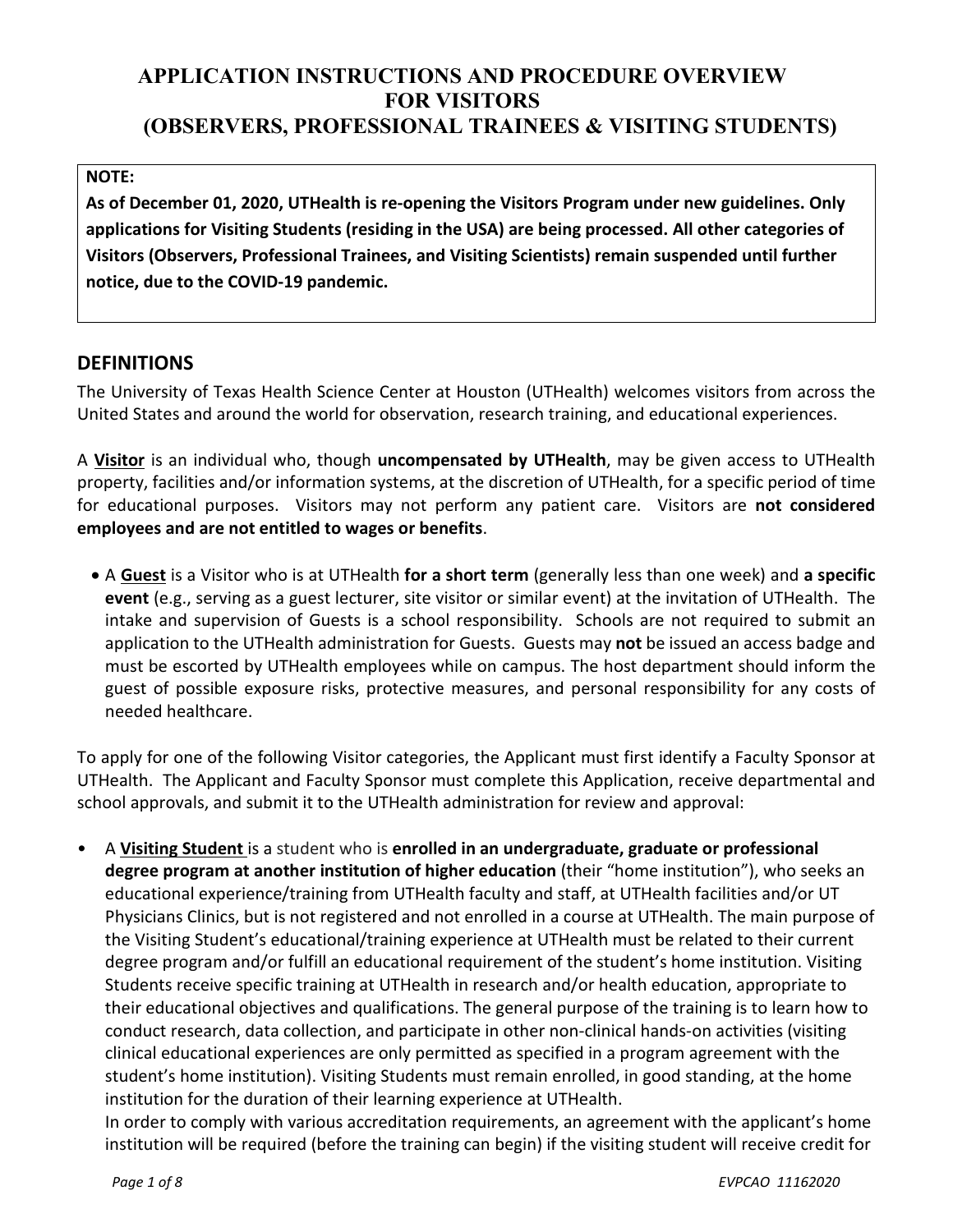# APPLICATION INSTRUCTIONS AND PROCEDURE OVERVIEW FOR VISITORS (OBSERVERS, PROFESSIONAL TRAINEES & VISITING STUDENTS)

**NOTE:**
**As of December 01, 2020, UTHealth is re-opening the Visitors Program under new guidelines. Only applications for Visiting Students (residing in the USA) are being processed. All other categories of Visitors (Observers, Professional Trainees, and Visiting Scientists) remain suspended until further notice, due to the COVID-19 pandemic.**

## DEFINITIONS

The University of Texas Health Science Center at Houston (UTHealth) welcomes visitors from across the United States and around the world for observation, research training, and educational experiences.

A **Visitor** is an individual who, though **uncompensated by UTHealth**, may be given access to UTHealth property, facilities and/or information systems, at the discretion of UTHealth, for a specific period of time for educational purposes. Visitors may not perform any patient care. Visitors are **not considered employees and are not entitled to wages or benefits**.

- A **Guest** is a Visitor who is at UTHealth **for a short term** (generally less than one week) and **a specific event** (e.g., serving as a guest lecturer, site visitor or similar event) at the invitation of UTHealth. The intake and supervision of Guests is a school responsibility. Schools are not required to submit an application to the UTHealth administration for Guests. Guests may **not** be issued an access badge and must be escorted by UTHealth employees while on campus. The host department should inform the guest of possible exposure risks, protective measures, and personal responsibility for any costs of needed healthcare.

To apply for one of the following Visitor categories, the Applicant must first identify a Faculty Sponsor at UTHealth. The Applicant and Faculty Sponsor must complete this Application, receive departmental and school approvals, and submit it to the UTHealth administration for review and approval:

- A **Visiting Student** is a student who is **enrolled in an undergraduate, graduate or professional degree program at another institution of higher education** (their "home institution"), who seeks an educational experience/training from UTHealth faculty and staff, at UTHealth facilities and/or UT Physicians Clinics, but is not registered and not enrolled in a course at UTHealth. The main purpose of the Visiting Student's educational/training experience at UTHealth must be related to their current degree program and/or fulfill an educational requirement of the student's home institution. Visiting Students receive specific training at UTHealth in research and/or health education, appropriate to their educational objectives and qualifications. The general purpose of the training is to learn how to conduct research, data collection, and participate in other non-clinical hands-on activities (visiting clinical educational experiences are only permitted as specified in a program agreement with the student's home institution). Visiting Students must remain enrolled, in good standing, at the home institution for the duration of their learning experience at UTHealth.
  In order to comply with various accreditation requirements, an agreement with the applicant's home institution will be required (before the training can begin) if the visiting student will receive credit for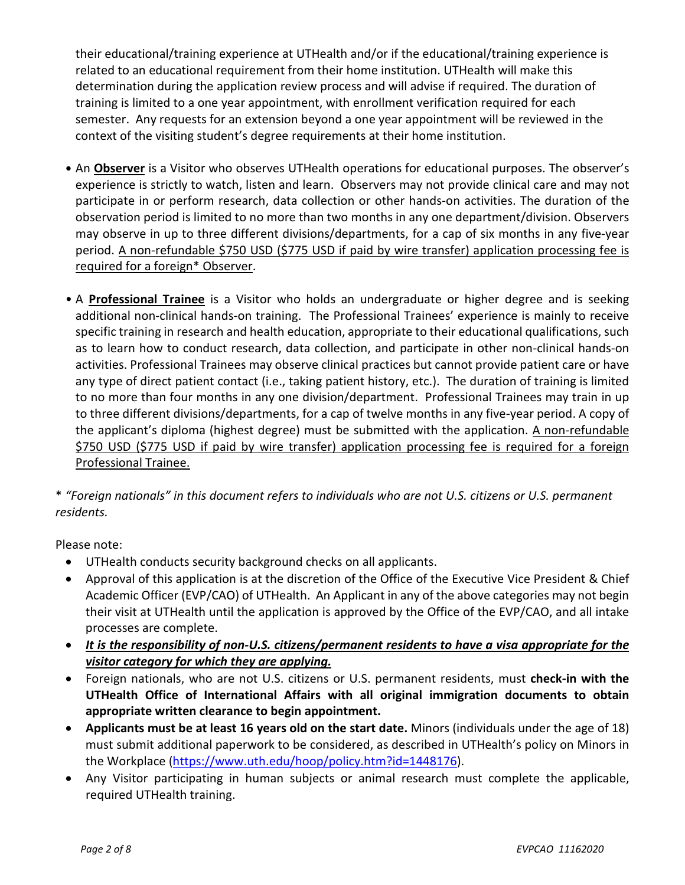their educational/training experience at UTHealth and/or if the educational/training experience is related to an educational requirement from their home institution. UTHealth will make this determination during the application review process and will advise if required. The duration of training is limited to a one year appointment, with enrollment verification required for each semester. Any requests for an extension beyond a one year appointment will be reviewed in the context of the visiting student's degree requirements at their home institution.

- An **Observer** is a Visitor who observes UTHealth operations for educational purposes. The observer's experience is strictly to watch, listen and learn. Observers may not provide clinical care and may not participate in or perform research, data collection or other hands-on activities. The duration of the observation period is limited to no more than two months in any one department/division. Observers may observe in up to three different divisions/departments, for a cap of six months in any five-year period. A non-refundable $750 USD ($775 USD if paid by wire transfer) application processing fee is required for a foreign* Observer.

- A **Professional Trainee** is a Visitor who holds an undergraduate or higher degree and is seeking additional non-clinical hands-on training. The Professional Trainees' experience is mainly to receive specific training in research and health education, appropriate to their educational qualifications, such as to learn how to conduct research, data collection, and participate in other non-clinical hands-on activities. Professional Trainees may observe clinical practices but cannot provide patient care or have any type of direct patient contact (i.e., taking patient history, etc.). The duration of training is limited to no more than four months in any one division/department. Professional Trainees may train in up to three different divisions/departments, for a cap of twelve months in any five-year period. A copy of the applicant's diploma (highest degree) must be submitted with the application. A non-refundable $750 USD ($775 USD if paid by wire transfer) application processing fee is required for a foreign Professional Trainee.

* *"Foreign nationals" in this document refers to individuals who are not U.S. citizens or U.S. permanent residents.*

Please note:

- UTHealth conducts security background checks on all applicants.
- Approval of this application is at the discretion of the Office of the Executive Vice President & Chief Academic Officer (EVP/CAO) of UTHealth. An Applicant in any of the above categories may not begin their visit at UTHealth until the application is approved by the Office of the EVP/CAO, and all intake processes are complete.
- ***It is the responsibility of non-U.S. citizens/permanent residents to have a visa appropriate for the visitor category for which they are applying.***
- Foreign nationals, who are not U.S. citizens or U.S. permanent residents, must **check-in with the UTHealth Office of International Affairs with all original immigration documents to obtain appropriate written clearance to begin appointment.**
- **Applicants must be at least 16 years old on the start date.** Minors (individuals under the age of 18) must submit additional paperwork to be considered, as described in UTHealth's policy on Minors in the Workplace (https://www.uth.edu/hoop/policy.htm?id=1448176).
- Any Visitor participating in human subjects or animal research must complete the applicable, required UTHealth training.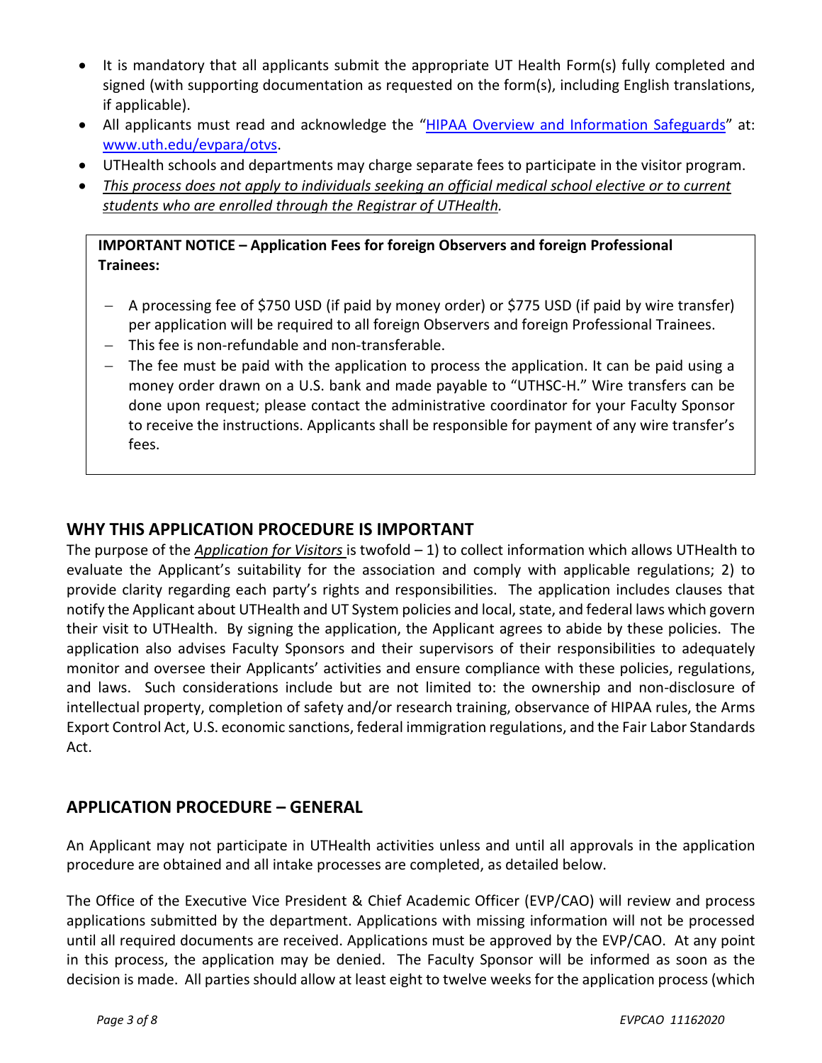- It is mandatory that all applicants submit the appropriate UT Health Form(s) fully completed and signed (with supporting documentation as requested on the form(s), including English translations, if applicable).
- All applicants must read and acknowledge the "[HIPAA Overview and Information Safeguards](www.uth.edu/evpara/otvs)" at: [www.uth.edu/evpara/otvs](www.uth.edu/evpara/otvs).
- UTHealth schools and departments may charge separate fees to participate in the visitor program.
- *This process does not apply to individuals seeking an official medical school elective or to current students who are enrolled through the Registrar of UTHealth.*

> **IMPORTANT NOTICE – Application Fees for foreign Observers and foreign Professional Trainees:**
>
> - A processing fee of $750 USD (if paid by money order) or $775 USD (if paid by wire transfer) per application will be required to all foreign Observers and foreign Professional Trainees.
> - This fee is non-refundable and non-transferable.
> - The fee must be paid with the application to process the application. It can be paid using a money order drawn on a U.S. bank and made payable to "UTHSC-H." Wire transfers can be done upon request; please contact the administrative coordinator for your Faculty Sponsor to receive the instructions. Applicants shall be responsible for payment of any wire transfer's fees.

## WHY THIS APPLICATION PROCEDURE IS IMPORTANT

The purpose of the *Application for Visitors* is twofold – 1) to collect information which allows UTHealth to evaluate the Applicant's suitability for the association and comply with applicable regulations; 2) to provide clarity regarding each party's rights and responsibilities. The application includes clauses that notify the Applicant about UTHealth and UT System policies and local, state, and federal laws which govern their visit to UTHealth. By signing the application, the Applicant agrees to abide by these policies. The application also advises Faculty Sponsors and their supervisors of their responsibilities to adequately monitor and oversee their Applicants' activities and ensure compliance with these policies, regulations, and laws. Such considerations include but are not limited to: the ownership and non-disclosure of intellectual property, completion of safety and/or research training, observance of HIPAA rules, the Arms Export Control Act, U.S. economic sanctions, federal immigration regulations, and the Fair Labor Standards Act.

## APPLICATION PROCEDURE – GENERAL

An Applicant may not participate in UTHealth activities unless and until all approvals in the application procedure are obtained and all intake processes are completed, as detailed below.

The Office of the Executive Vice President & Chief Academic Officer (EVP/CAO) will review and process applications submitted by the department. Applications with missing information will not be processed until all required documents are received. Applications must be approved by the EVP/CAO. At any point in this process, the application may be denied. The Faculty Sponsor will be informed as soon as the decision is made. All parties should allow at least eight to twelve weeks for the application process (which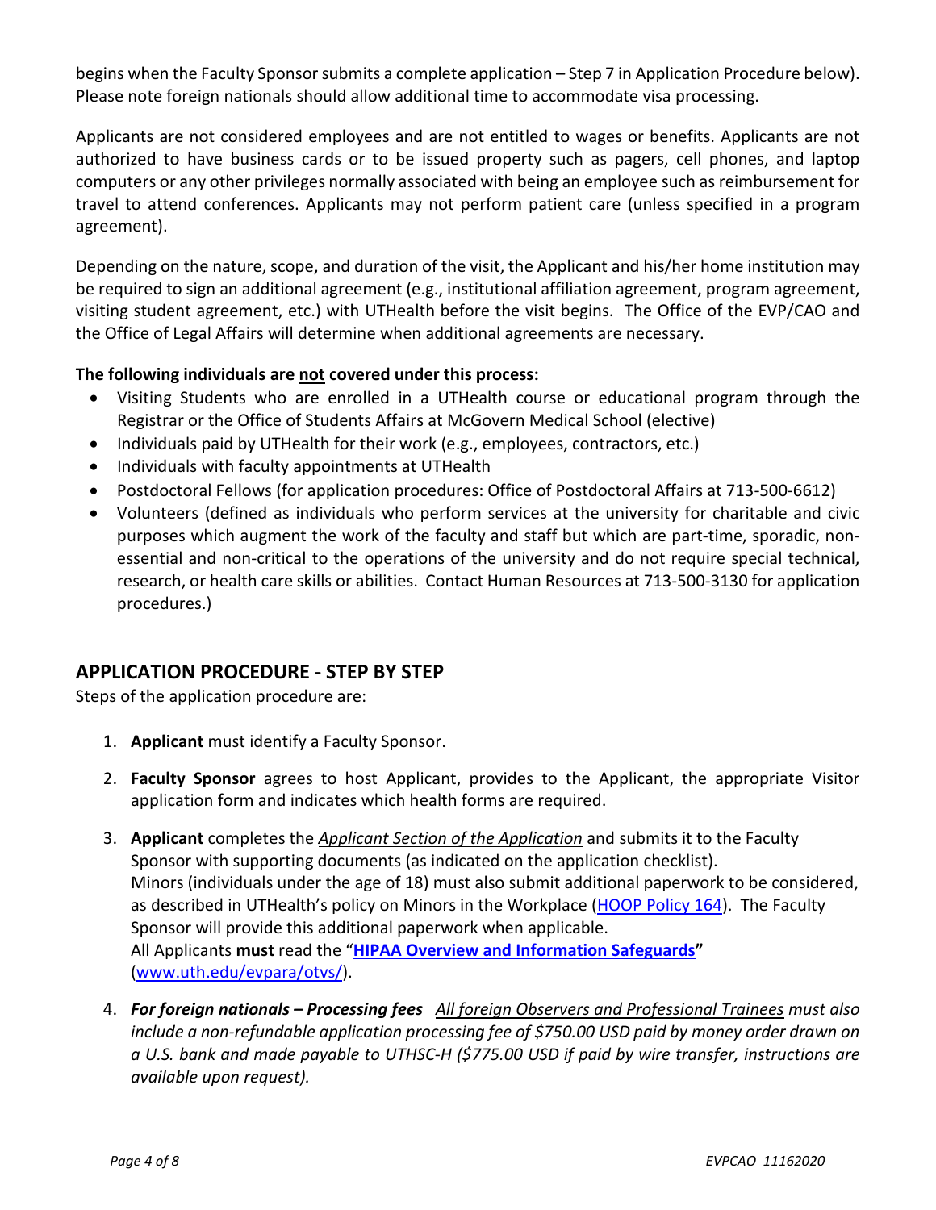begins when the Faculty Sponsor submits a complete application – Step 7 in Application Procedure below). Please note foreign nationals should allow additional time to accommodate visa processing.

Applicants are not considered employees and are not entitled to wages or benefits. Applicants are not authorized to have business cards or to be issued property such as pagers, cell phones, and laptop computers or any other privileges normally associated with being an employee such as reimbursement for travel to attend conferences. Applicants may not perform patient care (unless specified in a program agreement).

Depending on the nature, scope, and duration of the visit, the Applicant and his/her home institution may be required to sign an additional agreement (e.g., institutional affiliation agreement, program agreement, visiting student agreement, etc.) with UTHealth before the visit begins. The Office of the EVP/CAO and the Office of Legal Affairs will determine when additional agreements are necessary.

**The following individuals are <u>not</u> covered under this process:**

- Visiting Students who are enrolled in a UTHealth course or educational program through the Registrar or the Office of Students Affairs at McGovern Medical School (elective)
- Individuals paid by UTHealth for their work (e.g., employees, contractors, etc.)
- Individuals with faculty appointments at UTHealth
- Postdoctoral Fellows (for application procedures: Office of Postdoctoral Affairs at 713-500-6612)
- Volunteers (defined as individuals who perform services at the university for charitable and civic purposes which augment the work of the faculty and staff but which are part-time, sporadic, non-essential and non-critical to the operations of the university and do not require special technical, research, or health care skills or abilities. Contact Human Resources at 713-500-3130 for application procedures.)

## APPLICATION PROCEDURE - STEP BY STEP

Steps of the application procedure are:

1. **Applicant** must identify a Faculty Sponsor.
2. **Faculty Sponsor** agrees to host Applicant, provides to the Applicant, the appropriate Visitor application form and indicates which health forms are required.
3. **Applicant** completes the *<u>Applicant Section of the Application</u>* and submits it to the Faculty Sponsor with supporting documents (as indicated on the application checklist). Minors (individuals under the age of 18) must also submit additional paperwork to be considered, as described in UTHealth's policy on Minors in the Workplace (HOOP Policy 164). The Faculty Sponsor will provide this additional paperwork when applicable. All Applicants **must** read the "**HIPAA Overview and Information Safeguards**" (www.uth.edu/evpara/otvs/).
4. ***For foreign nationals – Processing fees*** *<u>All foreign Observers and Professional Trainees</u> must also include a non-refundable application processing fee of $750.00 USD paid by money order drawn on a U.S. bank and made payable to UTHSC-H ($775.00 USD if paid by wire transfer, instructions are available upon request).*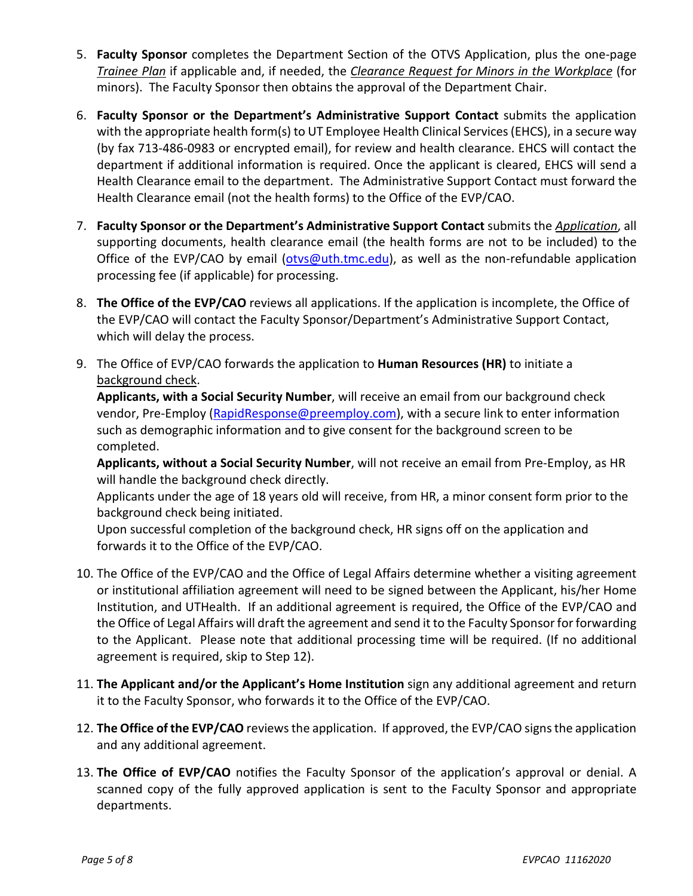5. **Faculty Sponsor** completes the Department Section of the OTVS Application, plus the one-page *Trainee Plan* if applicable and, if needed, the *Clearance Request for Minors in the Workplace* (for minors). The Faculty Sponsor then obtains the approval of the Department Chair.

6. **Faculty Sponsor or the Department's Administrative Support Contact** submits the application with the appropriate health form(s) to UT Employee Health Clinical Services (EHCS), in a secure way (by fax 713-486-0983 or encrypted email), for review and health clearance. EHCS will contact the department if additional information is required. Once the applicant is cleared, EHCS will send a Health Clearance email to the department. The Administrative Support Contact must forward the Health Clearance email (not the health forms) to the Office of the EVP/CAO.

7. **Faculty Sponsor or the Department's Administrative Support Contact** submits the *Application*, all supporting documents, health clearance email (the health forms are not to be included) to the Office of the EVP/CAO by email (otvs@uth.tmc.edu), as well as the non-refundable application processing fee (if applicable) for processing.

8. **The Office of the EVP/CAO** reviews all applications. If the application is incomplete, the Office of the EVP/CAO will contact the Faculty Sponsor/Department's Administrative Support Contact, which will delay the process.

9. The Office of EVP/CAO forwards the application to **Human Resources (HR)** to initiate a background check.
   **Applicants, with a Social Security Number**, will receive an email from our background check vendor, Pre-Employ (RapidResponse@preemploy.com), with a secure link to enter information such as demographic information and to give consent for the background screen to be completed.
   **Applicants, without a Social Security Number**, will not receive an email from Pre-Employ, as HR will handle the background check directly.
   Applicants under the age of 18 years old will receive, from HR, a minor consent form prior to the background check being initiated.
   Upon successful completion of the background check, HR signs off on the application and forwards it to the Office of the EVP/CAO.

10. The Office of the EVP/CAO and the Office of Legal Affairs determine whether a visiting agreement or institutional affiliation agreement will need to be signed between the Applicant, his/her Home Institution, and UTHealth. If an additional agreement is required, the Office of the EVP/CAO and the Office of Legal Affairs will draft the agreement and send it to the Faculty Sponsor for forwarding to the Applicant. Please note that additional processing time will be required. (If no additional agreement is required, skip to Step 12).

11. **The Applicant and/or the Applicant's Home Institution** sign any additional agreement and return it to the Faculty Sponsor, who forwards it to the Office of the EVP/CAO.

12. **The Office of the EVP/CAO** reviews the application. If approved, the EVP/CAO signs the application and any additional agreement.

13. **The Office of EVP/CAO** notifies the Faculty Sponsor of the application's approval or denial. A scanned copy of the fully approved application is sent to the Faculty Sponsor and appropriate departments.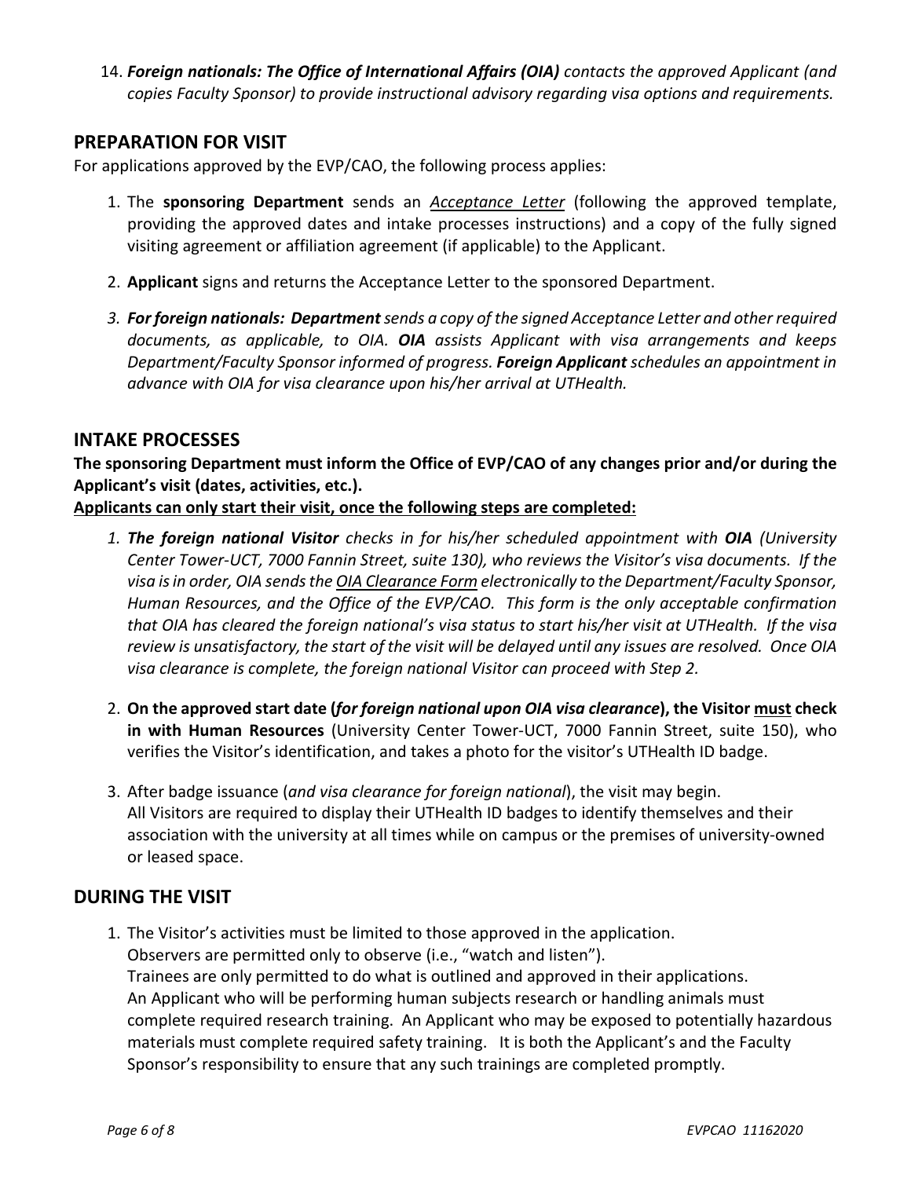14. ***Foreign nationals: The Office of International Affairs (OIA)** contacts the approved Applicant (and copies Faculty Sponsor) to provide instructional advisory regarding visa options and requirements.*

## PREPARATION FOR VISIT

For applications approved by the EVP/CAO, the following process applies:

1. The **sponsoring Department** sends an *<u>Acceptance Letter</u>* (following the approved template, providing the approved dates and intake processes instructions) and a copy of the fully signed visiting agreement or affiliation agreement (if applicable) to the Applicant.

2. **Applicant** signs and returns the Acceptance Letter to the sponsored Department.

3. ***For foreign nationals: Department** sends a copy of the signed Acceptance Letter and other required documents, as applicable, to OIA. **OIA** assists Applicant with visa arrangements and keeps Department/Faculty Sponsor informed of progress. **Foreign Applicant** schedules an appointment in advance with OIA for visa clearance upon his/her arrival at UTHealth.*

## INTAKE PROCESSES

**The sponsoring Department must inform the Office of EVP/CAO of any changes prior and/or during the Applicant's visit (dates, activities, etc.).**

**<u>Applicants can only start their visit, once the following steps are completed:</u>**

1. ***The foreign national Visitor** checks in for his/her scheduled appointment with **OIA** (University Center Tower-UCT, 7000 Fannin Street, suite 130), who reviews the Visitor's visa documents. If the visa is in order, OIA sends the <u>OIA Clearance Form</u> electronically to the Department/Faculty Sponsor, Human Resources, and the Office of the EVP/CAO. This form is the only acceptable confirmation that OIA has cleared the foreign national's visa status to start his/her visit at UTHealth. If the visa review is unsatisfactory, the start of the visit will be delayed until any issues are resolved. Once OIA visa clearance is complete, the foreign national Visitor can proceed with Step 2.*

2. **On the approved start date (*for foreign national upon OIA visa clearance*), the Visitor <u>must</u> check in with Human Resources** (University Center Tower-UCT, 7000 Fannin Street, suite 150), who verifies the Visitor's identification, and takes a photo for the visitor's UTHealth ID badge.

3. After badge issuance (*and visa clearance for foreign national*), the visit may begin.
   All Visitors are required to display their UTHealth ID badges to identify themselves and their association with the university at all times while on campus or the premises of university-owned or leased space.

## DURING THE VISIT

1. The Visitor's activities must be limited to those approved in the application.
   Observers are permitted only to observe (i.e., "watch and listen").
   Trainees are only permitted to do what is outlined and approved in their applications.
   An Applicant who will be performing human subjects research or handling animals must complete required research training. An Applicant who may be exposed to potentially hazardous materials must complete required safety training. It is both the Applicant's and the Faculty Sponsor's responsibility to ensure that any such trainings are completed promptly.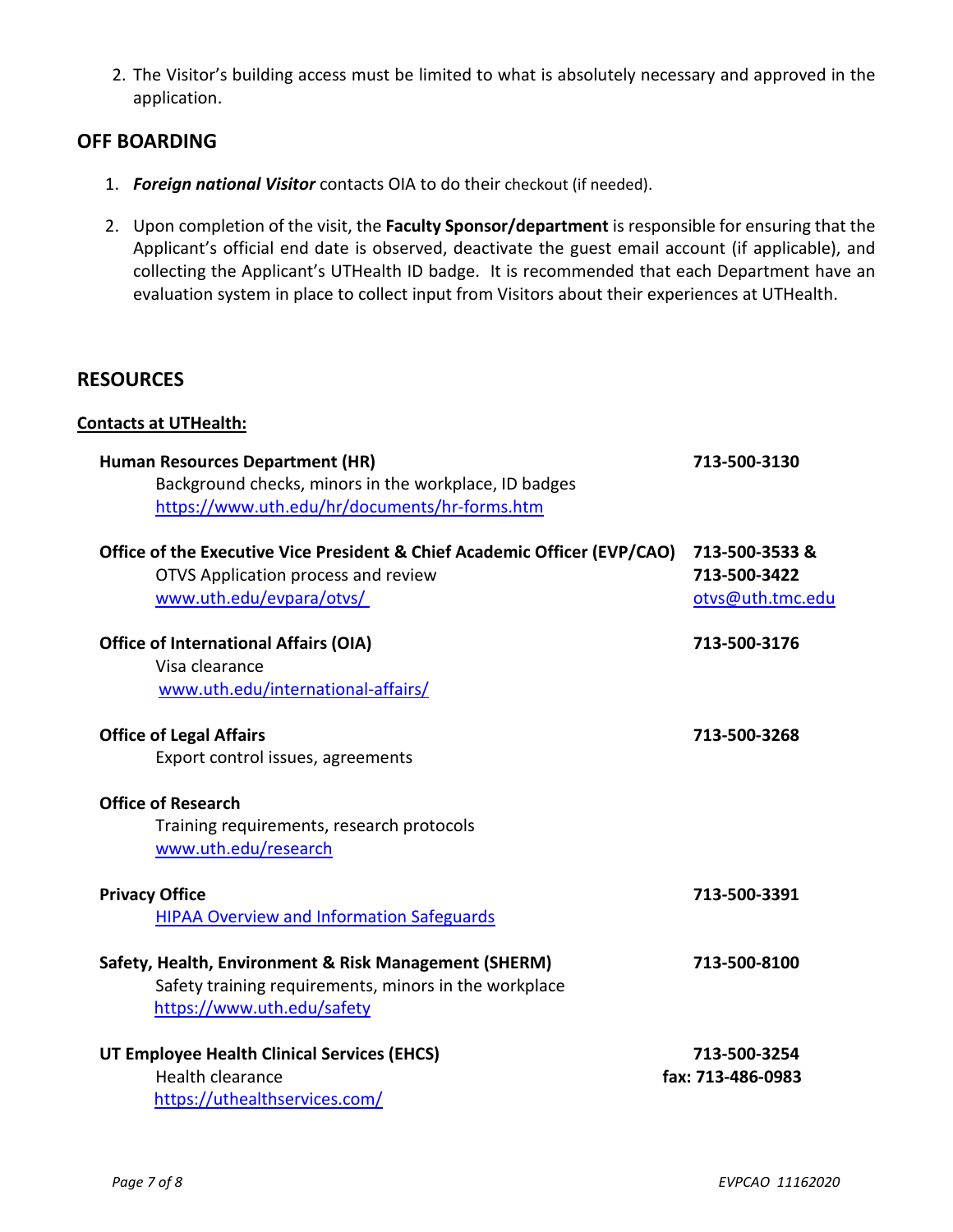2. The Visitor's building access must be limited to what is absolutely necessary and approved in the application.

## OFF BOARDING

1. ***Foreign national Visitor*** contacts OIA to do their checkout (if needed).

2. Upon completion of the visit, the **Faculty Sponsor/department** is responsible for ensuring that the Applicant's official end date is observed, deactivate the guest email account (if applicable), and collecting the Applicant's UTHealth ID badge. It is recommended that each Department have an evaluation system in place to collect input from Visitors about their experiences at UTHealth.

## RESOURCES

**Contacts at UTHealth:**

**Human Resources Department (HR)** — **713-500-3130**
Background checks, minors in the workplace, ID badges
https://www.uth.edu/hr/documents/hr-forms.htm

**Office of the Executive Vice President & Chief Academic Officer (EVP/CAO)** — **713-500-3533 & 713-500-3422**
OTVS Application process and review
www.uth.edu/evpara/otvs/
otvs@uth.tmc.edu

**Office of International Affairs (OIA)** — **713-500-3176**
Visa clearance
www.uth.edu/international-affairs/

**Office of Legal Affairs** — **713-500-3268**
Export control issues, agreements

**Office of Research**
Training requirements, research protocols
www.uth.edu/research

**Privacy Office** — **713-500-3391**
HIPAA Overview and Information Safeguards

**Safety, Health, Environment & Risk Management (SHERM)** — **713-500-8100**
Safety training requirements, minors in the workplace
https://www.uth.edu/safety

**UT Employee Health Clinical Services (EHCS)** — **713-500-3254**, **fax: 713-486-0983**
Health clearance
https://uthealthservices.com/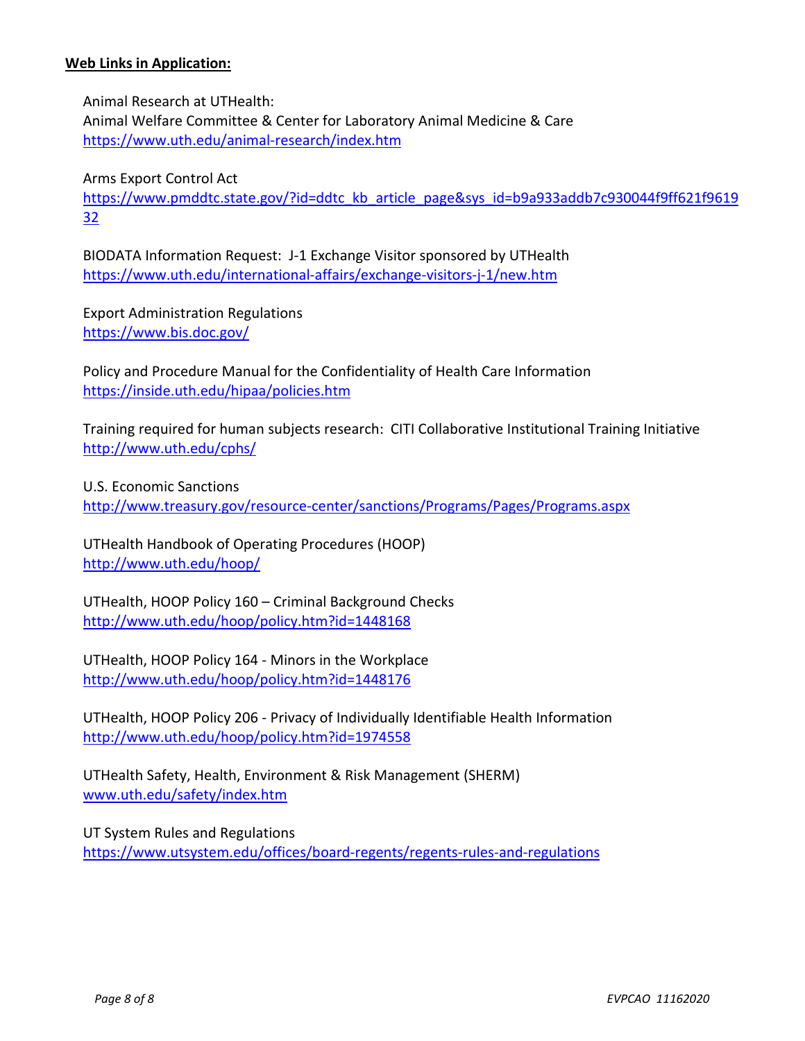**Web Links in Application:**

Animal Research at UTHealth:
Animal Welfare Committee & Center for Laboratory Animal Medicine & Care
https://www.uth.edu/animal-research/index.htm

Arms Export Control Act
https://www.pmddtc.state.gov/?id=ddtc_kb_article_page&sys_id=b9a933addb7c930044f9ff621f961932

BIODATA Information Request: J-1 Exchange Visitor sponsored by UTHealth
https://www.uth.edu/international-affairs/exchange-visitors-j-1/new.htm

Export Administration Regulations
https://www.bis.doc.gov/

Policy and Procedure Manual for the Confidentiality of Health Care Information
https://inside.uth.edu/hipaa/policies.htm

Training required for human subjects research: CITI Collaborative Institutional Training Initiative
http://www.uth.edu/cphs/

U.S. Economic Sanctions
http://www.treasury.gov/resource-center/sanctions/Programs/Pages/Programs.aspx

UTHealth Handbook of Operating Procedures (HOOP)
http://www.uth.edu/hoop/

UTHealth, HOOP Policy 160 – Criminal Background Checks
http://www.uth.edu/hoop/policy.htm?id=1448168

UTHealth, HOOP Policy 164 - Minors in the Workplace
http://www.uth.edu/hoop/policy.htm?id=1448176

UTHealth, HOOP Policy 206 - Privacy of Individually Identifiable Health Information
http://www.uth.edu/hoop/policy.htm?id=1974558

UTHealth Safety, Health, Environment & Risk Management (SHERM)
www.uth.edu/safety/index.htm

UT System Rules and Regulations
https://www.utsystem.edu/offices/board-regents/regents-rules-and-regulations